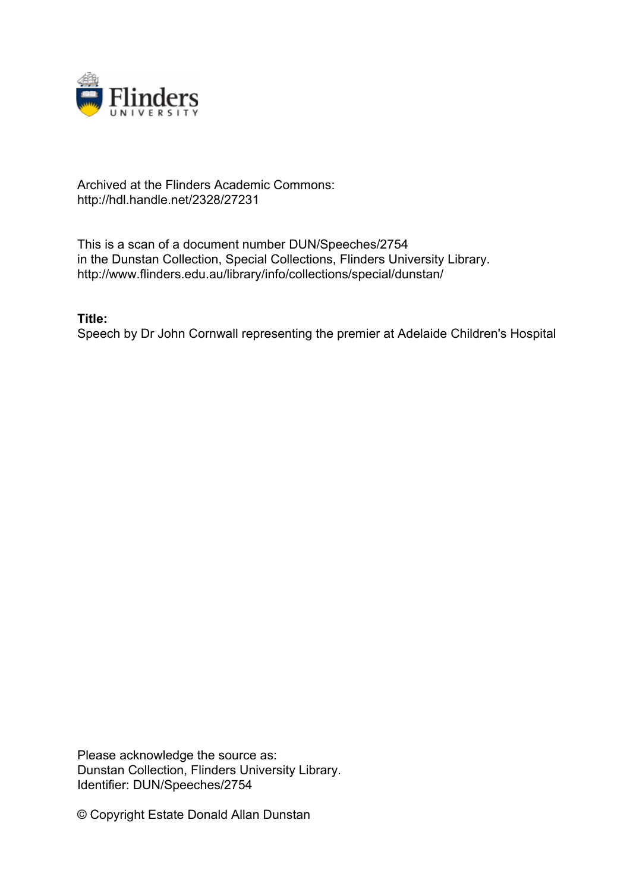Archived at the Flinders Academic Commons:
http://hdl.handle.net/2328/27231

This is a scan of a document number DUN/Speeches/2754
in the Dunstan Collection, Special Collections, Flinders University Library.
http://www.flinders.edu.au/library/info/collections/special/dunstan/

**Title:**
Speech by Dr John Cornwall representing the premier at Adelaide Children's Hospital

Please acknowledge the source as:
Dunstan Collection, Flinders University Library.
Identifier: DUN/Speeches/2754

© Copyright Estate Donald Allan Dunstan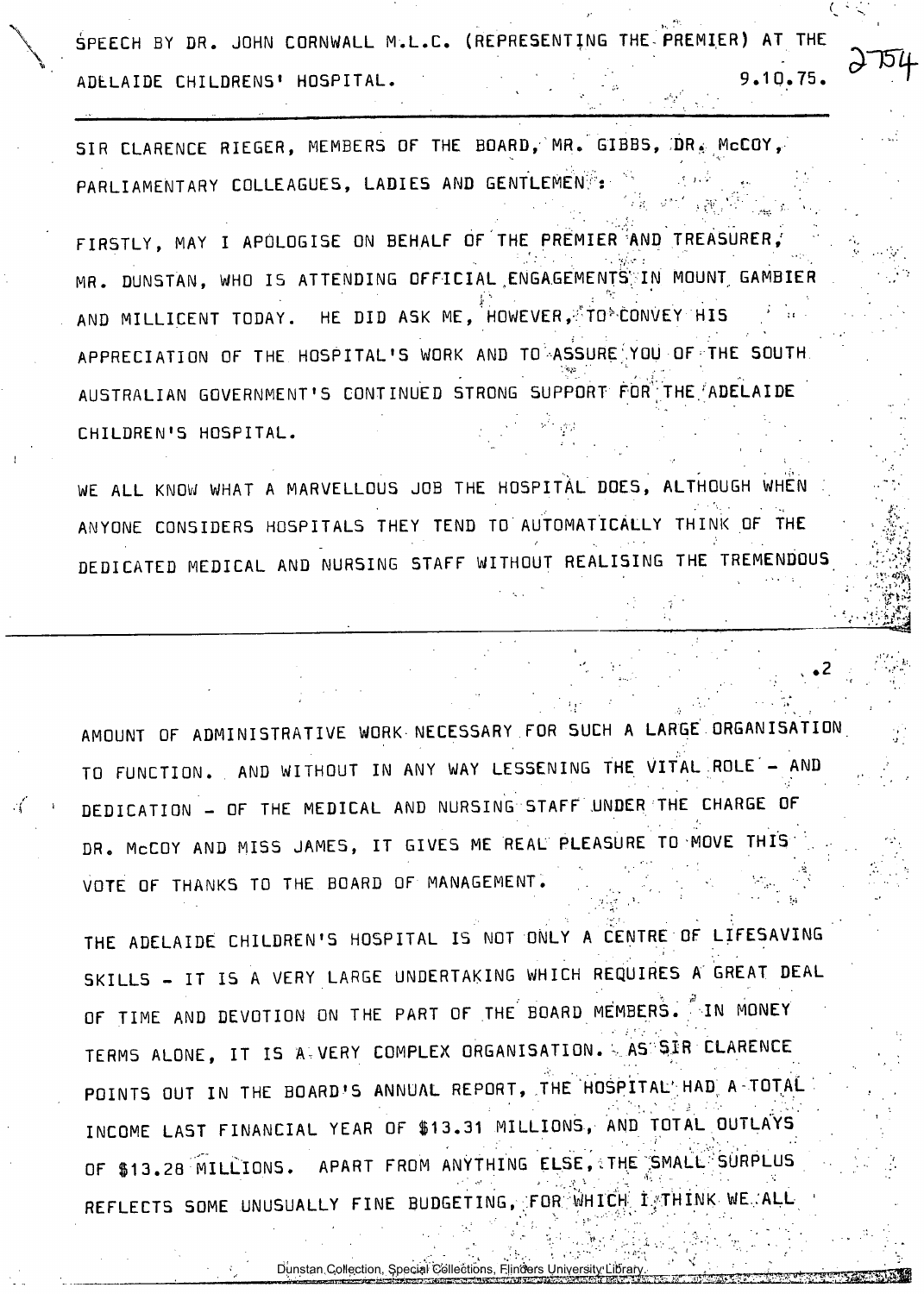SPEECH BY DR. JOHN CORNWALL M.L.C. (REPRESENTING THE PREMIER) AT THE ADELAIDE CHILDRENS' HOSPITAL. 9.10.75.

SIR CLARENCE RIEGER, MEMBERS OF THE BOARD, MR. GIBBS, DR. McCOY, PARLIAMENTARY COLLEAGUES, LADIES AND GENTLEMEN:

FIRSTLY, MAY I APOLOGISE ON BEHALF OF THE PREMIER AND TREASURER, MR. DUNSTAN, WHO IS ATTENDING OFFICIAL ENGAGEMENTS IN MOUNT GAMBIER AND MILLICENT TODAY. HE DID ASK ME, HOWEVER, TO CONVEY HIS APPRECIATION OF THE HOSPITAL'S WORK AND TO ASSURE YOU OF THE SOUTH AUSTRALIAN GOVERNMENT'S CONTINUED STRONG SUPPORT FOR THE ADELAIDE CHILDREN'S HOSPITAL.

WE ALL KNOW WHAT A MARVELLOUS JOB THE HOSPITAL DOES, ALTHOUGH WHEN ANYONE CONSIDERS HOSPITALS THEY TEND TO AUTOMATICALLY THINK OF THE DEDICATED MEDICAL AND NURSING STAFF WITHOUT REALISING THE TREMENDOUS AMOUNT OF ADMINISTRATIVE WORK NECESSARY FOR SUCH A LARGE ORGANISATION TO FUNCTION. AND WITHOUT IN ANY WAY LESSENING THE VITAL ROLE - AND DEDICATION - OF THE MEDICAL AND NURSING STAFF UNDER THE CHARGE OF DR. McCOY AND MISS JAMES, IT GIVES ME REAL PLEASURE TO MOVE THIS VOTE OF THANKS TO THE BOARD OF MANAGEMENT.

THE ADELAIDE CHILDREN'S HOSPITAL IS NOT ONLY A CENTRE OF LIFESAVING SKILLS - IT IS A VERY LARGE UNDERTAKING WHICH REQUIRES A GREAT DEAL OF TIME AND DEVOTION ON THE PART OF THE BOARD MEMBERS. IN MONEY TERMS ALONE, IT IS A VERY COMPLEX ORGANISATION. AS SIR CLARENCE POINTS OUT IN THE BOARD'S ANNUAL REPORT, THE HOSPITAL HAD A TOTAL INCOME LAST FINANCIAL YEAR OF $13.31 MILLIONS, AND TOTAL OUTLAYS OF $13.28 MILLIONS. APART FROM ANYTHING ELSE, THE SMALL SURPLUS REFLECTS SOME UNUSUALLY FINE BUDGETING, FOR WHICH I THINK WE ALL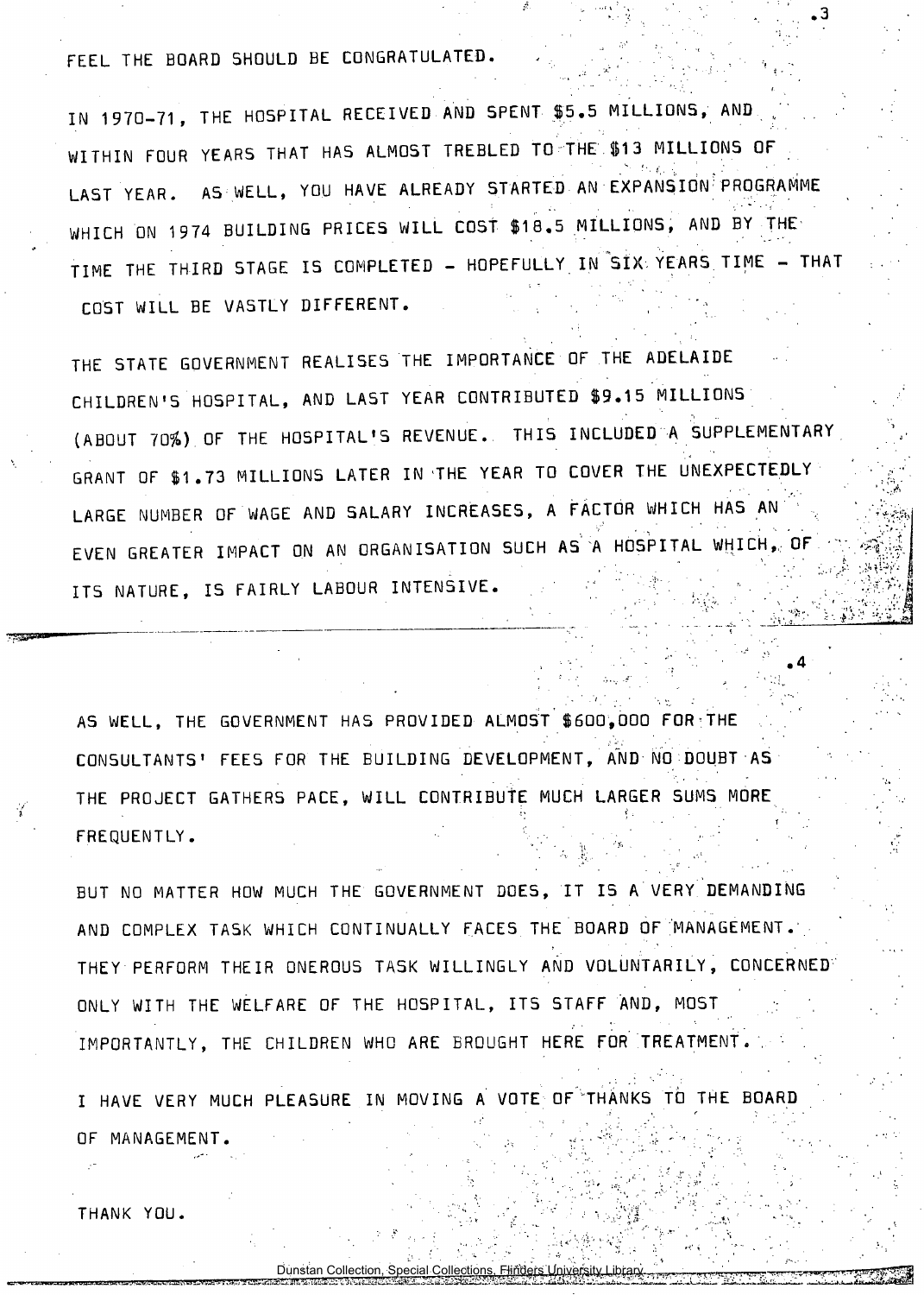FEEL THE BOARD SHOULD BE CONGRATULATED.

IN 1970-71, THE HOSPITAL RECEIVED AND SPENT $5.5 MILLIONS, AND WITHIN FOUR YEARS THAT HAS ALMOST TREBLED TO THE $13 MILLIONS OF LAST YEAR. AS WELL, YOU HAVE ALREADY STARTED AN EXPANSION PROGRAMME WHICH ON 1974 BUILDING PRICES WILL COST $18.5 MILLIONS, AND BY THE TIME THE THIRD STAGE IS COMPLETED - HOPEFULLY IN SIX YEARS TIME - THAT COST WILL BE VASTLY DIFFERENT.

THE STATE GOVERNMENT REALISES THE IMPORTANCE OF THE ADELAIDE CHILDREN'S HOSPITAL, AND LAST YEAR CONTRIBUTED $9.15 MILLIONS (ABOUT 70%) OF THE HOSPITAL'S REVENUE. THIS INCLUDED A SUPPLEMENTARY GRANT OF $1.73 MILLIONS LATER IN THE YEAR TO COVER THE UNEXPECTEDLY LARGE NUMBER OF WAGE AND SALARY INCREASES, A FACTOR WHICH HAS AN EVEN GREATER IMPACT ON AN ORGANISATION SUCH AS A HOSPITAL WHICH, OF ITS NATURE, IS FAIRLY LABOUR INTENSIVE.

AS WELL, THE GOVERNMENT HAS PROVIDED ALMOST $600,000 FOR THE CONSULTANTS' FEES FOR THE BUILDING DEVELOPMENT, AND NO DOUBT AS THE PROJECT GATHERS PACE, WILL CONTRIBUTE MUCH LARGER SUMS MORE FREQUENTLY.

BUT NO MATTER HOW MUCH THE GOVERNMENT DOES, IT IS A VERY DEMANDING AND COMPLEX TASK WHICH CONTINUALLY FACES THE BOARD OF MANAGEMENT. THEY PERFORM THEIR ONEROUS TASK WILLINGLY AND VOLUNTARILY, CONCERNED ONLY WITH THE WELFARE OF THE HOSPITAL, ITS STAFF AND, MOST IMPORTANTLY, THE CHILDREN WHO ARE BROUGHT HERE FOR TREATMENT.

I HAVE VERY MUCH PLEASURE IN MOVING A VOTE OF THANKS TO THE BOARD OF MANAGEMENT.

THANK YOU.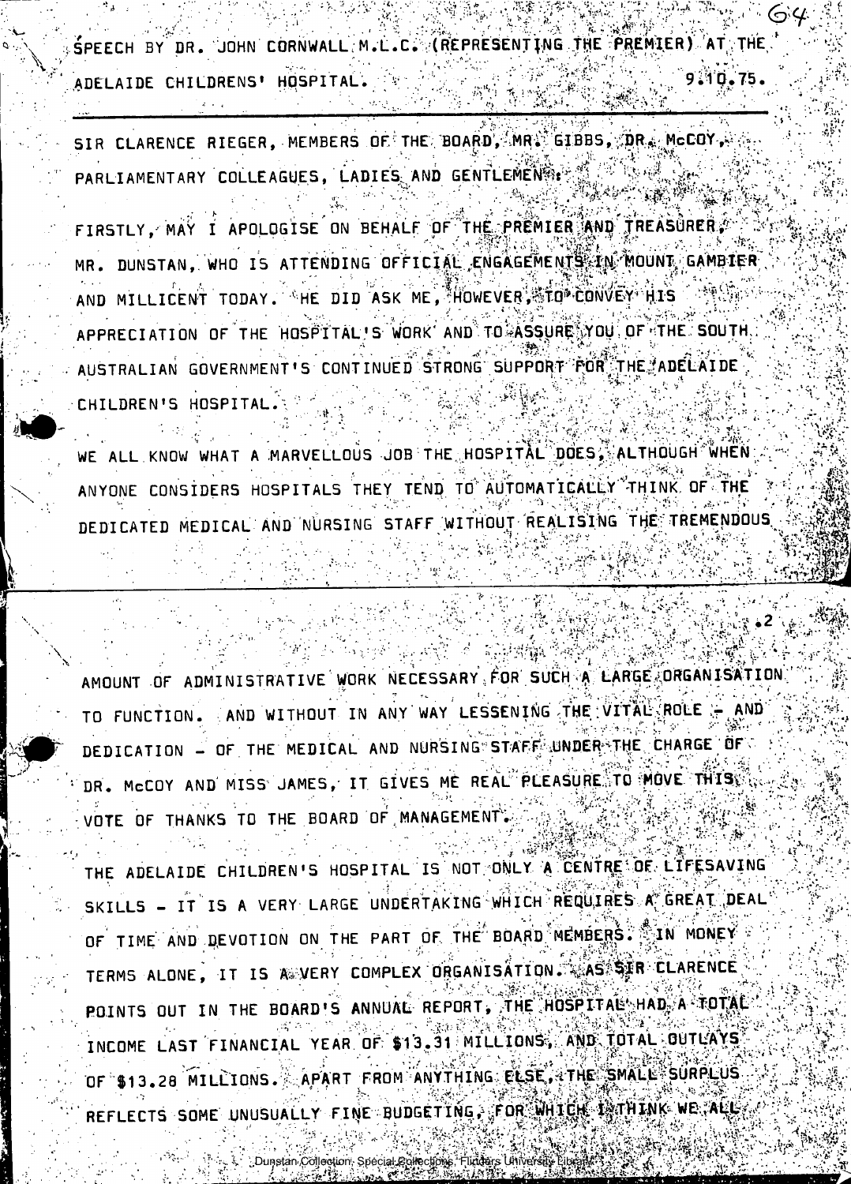SPEECH BY DR. JOHN CORNWALL M.L.C. (REPRESENTING THE PREMIER) AT THE ADELAIDE CHILDRENS' HOSPITAL. 9.10.75.

---

SIR CLARENCE RIEGER, MEMBERS OF THE BOARD, MR. GIBBS, DR. McCOY, PARLIAMENTARY COLLEAGUES, LADIES AND GENTLEMEN:

FIRSTLY, MAY I APOLOGISE ON BEHALF OF THE PREMIER AND TREASURER, MR. DUNSTAN, WHO IS ATTENDING OFFICIAL ENGAGEMENTS IN MOUNT GAMBIER AND MILLICENT TODAY. HE DID ASK ME, HOWEVER, TO CONVEY HIS APPRECIATION OF THE HOSPITAL'S WORK AND TO ASSURE YOU OF THE SOUTH AUSTRALIAN GOVERNMENT'S CONTINUED STRONG SUPPORT FOR THE ADELAIDE CHILDREN'S HOSPITAL.

WE ALL KNOW WHAT A MARVELLOUS JOB THE HOSPITAL DOES, ALTHOUGH WHEN ANYONE CONSIDERS HOSPITALS THEY TEND TO AUTOMATICALLY THINK OF THE DEDICATED MEDICAL AND NURSING STAFF WITHOUT REALISING THE TREMENDOUS AMOUNT OF ADMINISTRATIVE WORK NECESSARY FOR SUCH A LARGE ORGANISATION TO FUNCTION. AND WITHOUT IN ANY WAY LESSENING THE VITAL ROLE - AND DEDICATION - OF THE MEDICAL AND NURSING STAFF UNDER THE CHARGE OF DR. McCOY AND MISS JAMES, IT GIVES ME REAL PLEASURE TO MOVE THIS VOTE OF THANKS TO THE BOARD OF MANAGEMENT.

THE ADELAIDE CHILDREN'S HOSPITAL IS NOT ONLY A CENTRE OF LIFESAVING SKILLS - IT IS A VERY LARGE UNDERTAKING WHICH REQUIRES A GREAT DEAL OF TIME AND DEVOTION ON THE PART OF THE BOARD MEMBERS. IN MONEY TERMS ALONE, IT IS A VERY COMPLEX ORGANISATION. AS SIR CLARENCE POINTS OUT IN THE BOARD'S ANNUAL REPORT, THE HOSPITAL HAD A TOTAL INCOME LAST FINANCIAL YEAR OF $13.31 MILLIONS, AND TOTAL OUTLAYS OF $13.28 MILLIONS. APART FROM ANYTHING ELSE, THE SMALL SURPLUS REFLECTS SOME UNUSUALLY FINE BUDGETING, FOR WHICH I THINK WE ALL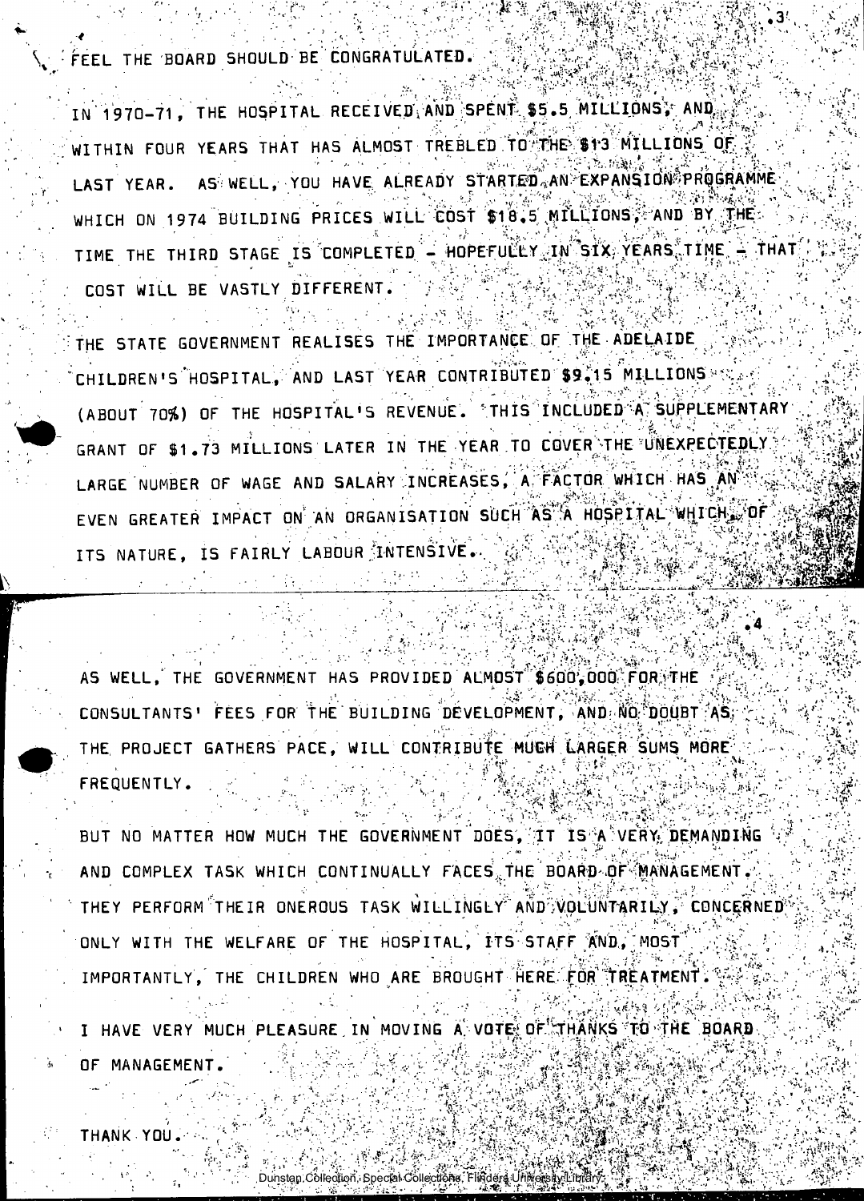FEEL THE BOARD SHOULD BE CONGRATULATED.

IN 1970-71, THE HOSPITAL RECEIVED AND SPENT $5.5 MILLIONS, AND WITHIN FOUR YEARS THAT HAS ALMOST TREBLED TO THE $13 MILLIONS OF LAST YEAR. AS WELL, YOU HAVE ALREADY STARTED AN EXPANSION PROGRAMME WHICH ON 1974 BUILDING PRICES WILL COST $18.5 MILLIONS, AND BY THE TIME THE THIRD STAGE IS COMPLETED - HOPEFULLY IN SIX YEARS TIME - THAT COST WILL BE VASTLY DIFFERENT.

THE STATE GOVERNMENT REALISES THE IMPORTANCE OF THE ADELAIDE CHILDREN'S HOSPITAL, AND LAST YEAR CONTRIBUTED $9.15 MILLIONS (ABOUT 70%) OF THE HOSPITAL'S REVENUE. THIS INCLUDED A SUPPLEMENTARY GRANT OF $1.73 MILLIONS LATER IN THE YEAR TO COVER THE UNEXPECTEDLY LARGE NUMBER OF WAGE AND SALARY INCREASES, A FACTOR WHICH HAS AN EVEN GREATER IMPACT ON AN ORGANISATION SUCH AS A HOSPITAL WHICH, OF ITS NATURE, IS FAIRLY LABOUR INTENSIVE.

AS WELL, THE GOVERNMENT HAS PROVIDED ALMOST $600,000 FOR THE CONSULTANTS' FEES FOR THE BUILDING DEVELOPMENT, AND NO DOUBT AS THE PROJECT GATHERS PACE, WILL CONTRIBUTE MUCH LARGER SUMS MORE FREQUENTLY.

BUT NO MATTER HOW MUCH THE GOVERNMENT DOES, IT IS A VERY DEMANDING AND COMPLEX TASK WHICH CONTINUALLY FACES THE BOARD OF MANAGEMENT. THEY PERFORM THEIR ONEROUS TASK WILLINGLY AND VOLUNTARILY, CONCERNED ONLY WITH THE WELFARE OF THE HOSPITAL, ITS STAFF AND, MOST IMPORTANTLY, THE CHILDREN WHO ARE BROUGHT HERE FOR TREATMENT.

I HAVE VERY MUCH PLEASURE IN MOVING A VOTE OF THANKS TO THE BOARD OF MANAGEMENT.

THANK YOU.

Dunstan Collection, Special Collections, Flinders University Library.